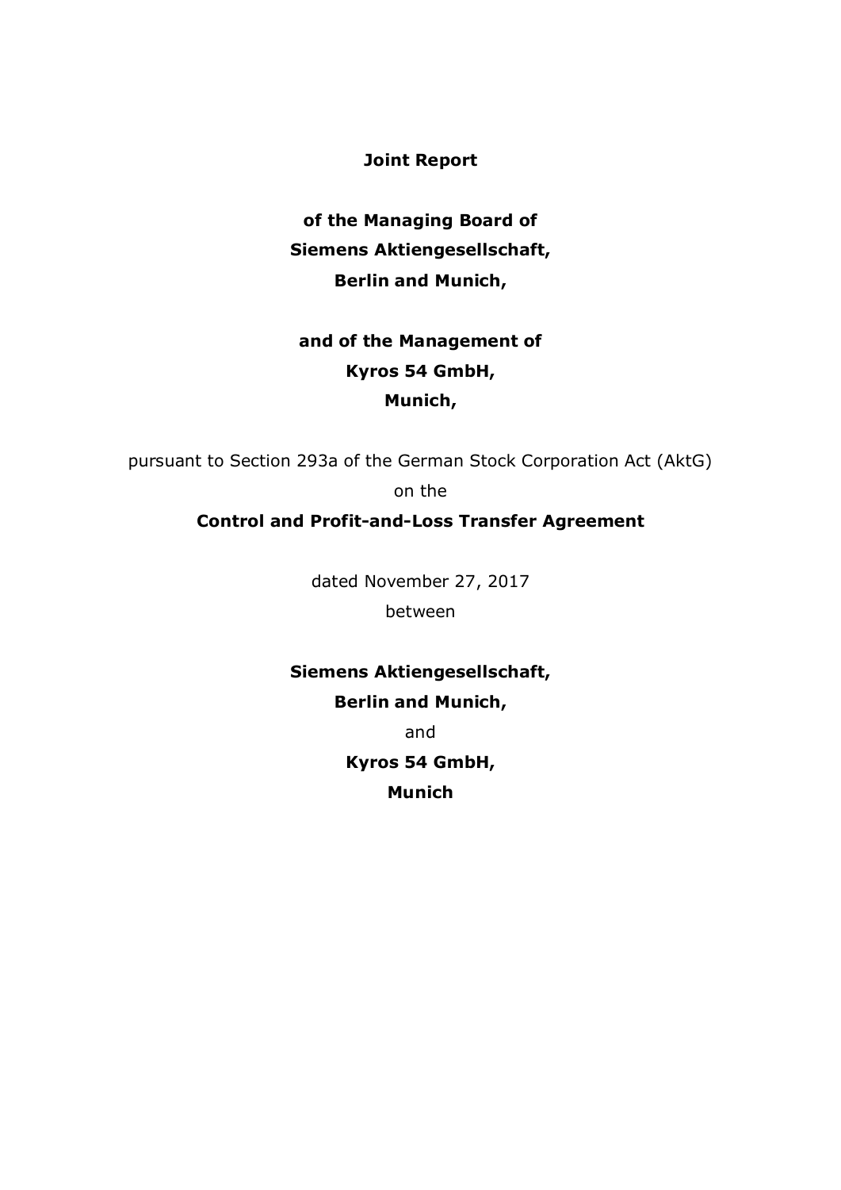# Joint Report

**of the Managing Board of**
**Siemens Aktiengesellschaft,**
**Berlin and Munich,**

**and of the Management of**
**Kyros 54 GmbH,**
**Munich,**

pursuant to Section 293a of the German Stock Corporation Act (AktG)
on the
**Control and Profit-and-Loss Transfer Agreement**

dated November 27, 2017
between

**Siemens Aktiengesellschaft,**
**Berlin and Munich,**
and
**Kyros 54 GmbH,**
**Munich**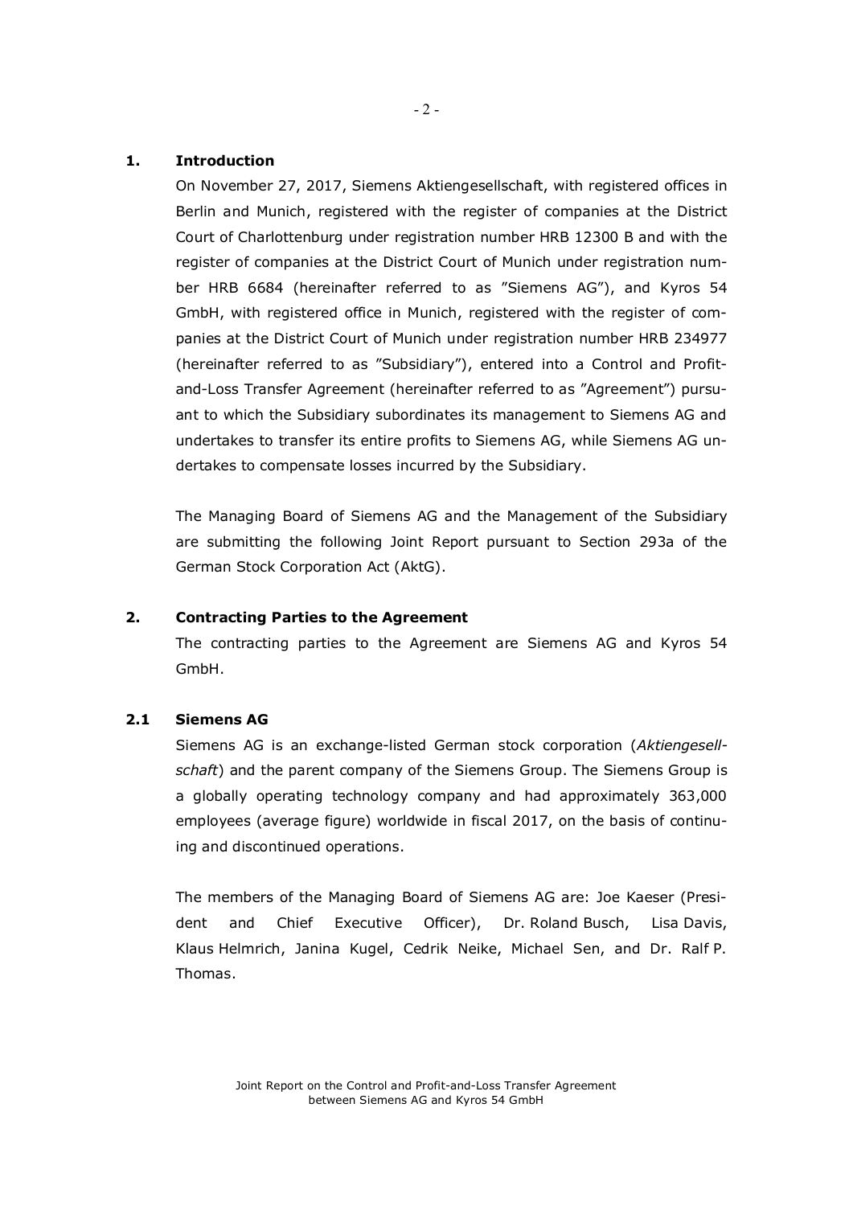## 1. Introduction

On November 27, 2017, Siemens Aktiengesellschaft, with registered offices in Berlin and Munich, registered with the register of companies at the District Court of Charlottenburg under registration number HRB 12300 B and with the register of companies at the District Court of Munich under registration number HRB 6684 (hereinafter referred to as "Siemens AG"), and Kyros 54 GmbH, with registered office in Munich, registered with the register of companies at the District Court of Munich under registration number HRB 234977 (hereinafter referred to as "Subsidiary"), entered into a Control and Profit-and-Loss Transfer Agreement (hereinafter referred to as "Agreement") pursuant to which the Subsidiary subordinates its management to Siemens AG and undertakes to transfer its entire profits to Siemens AG, while Siemens AG undertakes to compensate losses incurred by the Subsidiary.

The Managing Board of Siemens AG and the Management of the Subsidiary are submitting the following Joint Report pursuant to Section 293a of the German Stock Corporation Act (AktG).

## 2. Contracting Parties to the Agreement

The contracting parties to the Agreement are Siemens AG and Kyros 54 GmbH.

### 2.1 Siemens AG

Siemens AG is an exchange-listed German stock corporation (*Aktiengesellschaft*) and the parent company of the Siemens Group. The Siemens Group is a globally operating technology company and had approximately 363,000 employees (average figure) worldwide in fiscal 2017, on the basis of continuing and discontinued operations.

The members of the Managing Board of Siemens AG are: Joe Kaeser (President and Chief Executive Officer), Dr. Roland Busch, Lisa Davis, Klaus Helmrich, Janina Kugel, Cedrik Neike, Michael Sen, and Dr. Ralf P. Thomas.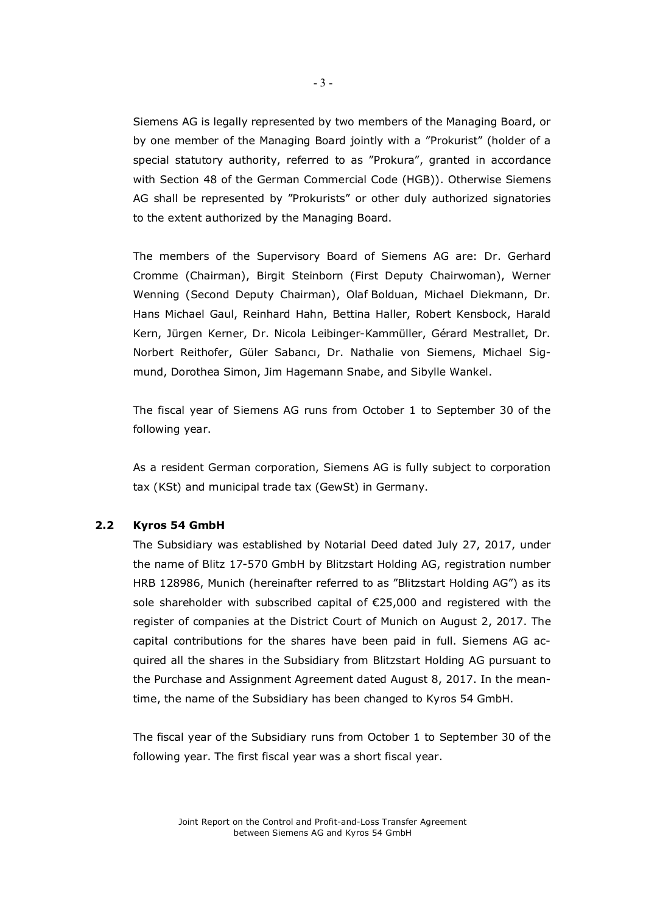Siemens AG is legally represented by two members of the Managing Board, or by one member of the Managing Board jointly with a "Prokurist" (holder of a special statutory authority, referred to as "Prokura", granted in accordance with Section 48 of the German Commercial Code (HGB)). Otherwise Siemens AG shall be represented by "Prokurists" or other duly authorized signatories to the extent authorized by the Managing Board.

The members of the Supervisory Board of Siemens AG are: Dr. Gerhard Cromme (Chairman), Birgit Steinborn (First Deputy Chairwoman), Werner Wenning (Second Deputy Chairman), Olaf Bolduan, Michael Diekmann, Dr. Hans Michael Gaul, Reinhard Hahn, Bettina Haller, Robert Kensbock, Harald Kern, Jürgen Kerner, Dr. Nicola Leibinger-Kammüller, Gérard Mestrallet, Dr. Norbert Reithofer, Güler Sabancı, Dr. Nathalie von Siemens, Michael Sigmund, Dorothea Simon, Jim Hagemann Snabe, and Sibylle Wankel.

The fiscal year of Siemens AG runs from October 1 to September 30 of the following year.

As a resident German corporation, Siemens AG is fully subject to corporation tax (KSt) and municipal trade tax (GewSt) in Germany.

### 2.2 Kyros 54 GmbH

The Subsidiary was established by Notarial Deed dated July 27, 2017, under the name of Blitz 17-570 GmbH by Blitzstart Holding AG, registration number HRB 128986, Munich (hereinafter referred to as "Blitzstart Holding AG") as its sole shareholder with subscribed capital of €25,000 and registered with the register of companies at the District Court of Munich on August 2, 2017. The capital contributions for the shares have been paid in full. Siemens AG acquired all the shares in the Subsidiary from Blitzstart Holding AG pursuant to the Purchase and Assignment Agreement dated August 8, 2017. In the meantime, the name of the Subsidiary has been changed to Kyros 54 GmbH.

The fiscal year of the Subsidiary runs from October 1 to September 30 of the following year. The first fiscal year was a short fiscal year.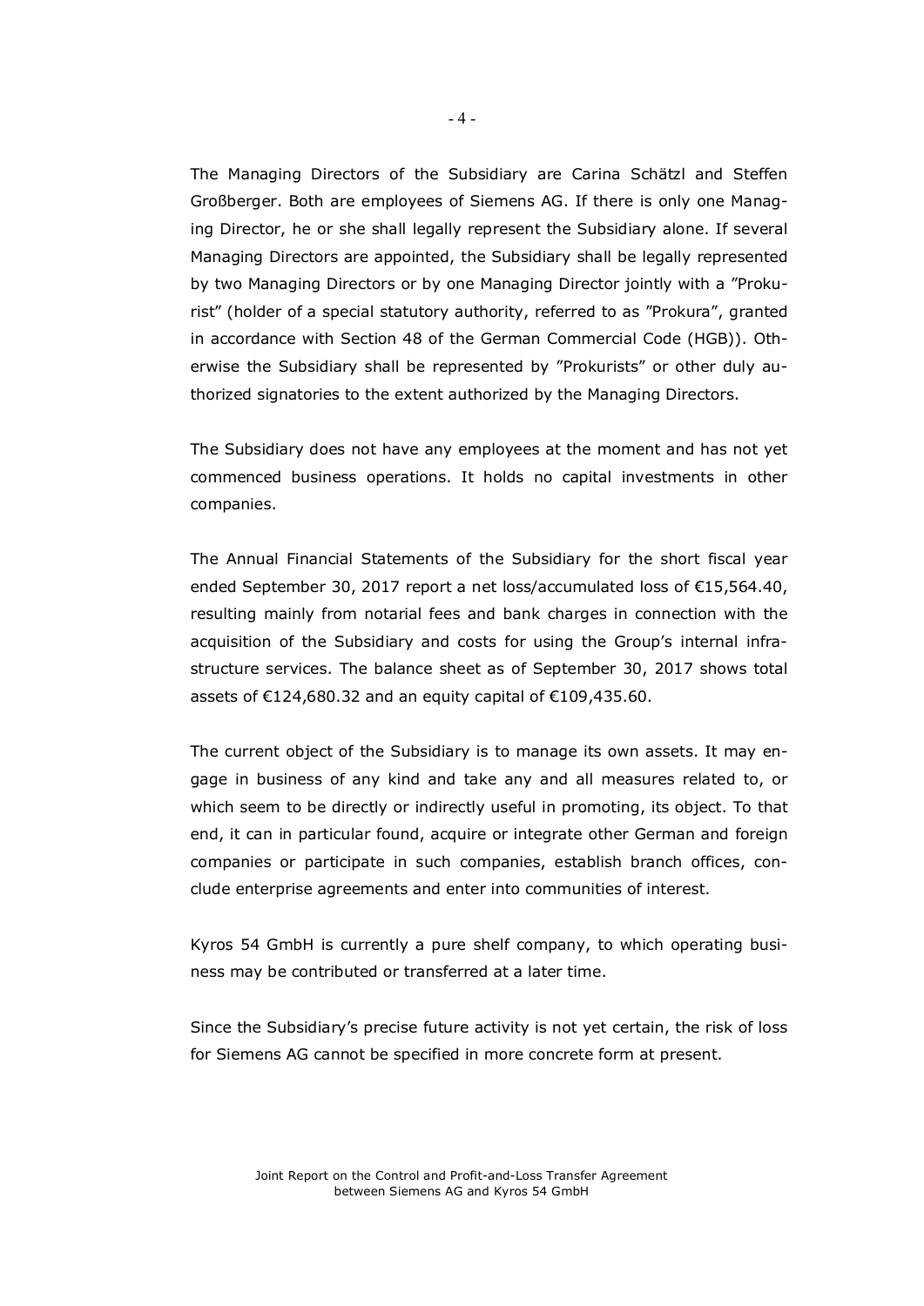The Managing Directors of the Subsidiary are Carina Schätzl and Steffen Großberger. Both are employees of Siemens AG. If there is only one Managing Director, he or she shall legally represent the Subsidiary alone. If several Managing Directors are appointed, the Subsidiary shall be legally represented by two Managing Directors or by one Managing Director jointly with a "Prokurist" (holder of a special statutory authority, referred to as "Prokura", granted in accordance with Section 48 of the German Commercial Code (HGB)). Otherwise the Subsidiary shall be represented by "Prokurists" or other duly authorized signatories to the extent authorized by the Managing Directors.

The Subsidiary does not have any employees at the moment and has not yet commenced business operations. It holds no capital investments in other companies.

The Annual Financial Statements of the Subsidiary for the short fiscal year ended September 30, 2017 report a net loss/accumulated loss of €15,564.40, resulting mainly from notarial fees and bank charges in connection with the acquisition of the Subsidiary and costs for using the Group's internal infrastructure services. The balance sheet as of September 30, 2017 shows total assets of €124,680.32 and an equity capital of €109,435.60.

The current object of the Subsidiary is to manage its own assets. It may engage in business of any kind and take any and all measures related to, or which seem to be directly or indirectly useful in promoting, its object. To that end, it can in particular found, acquire or integrate other German and foreign companies or participate in such companies, establish branch offices, conclude enterprise agreements and enter into communities of interest.

Kyros 54 GmbH is currently a pure shelf company, to which operating business may be contributed or transferred at a later time.

Since the Subsidiary's precise future activity is not yet certain, the risk of loss for Siemens AG cannot be specified in more concrete form at present.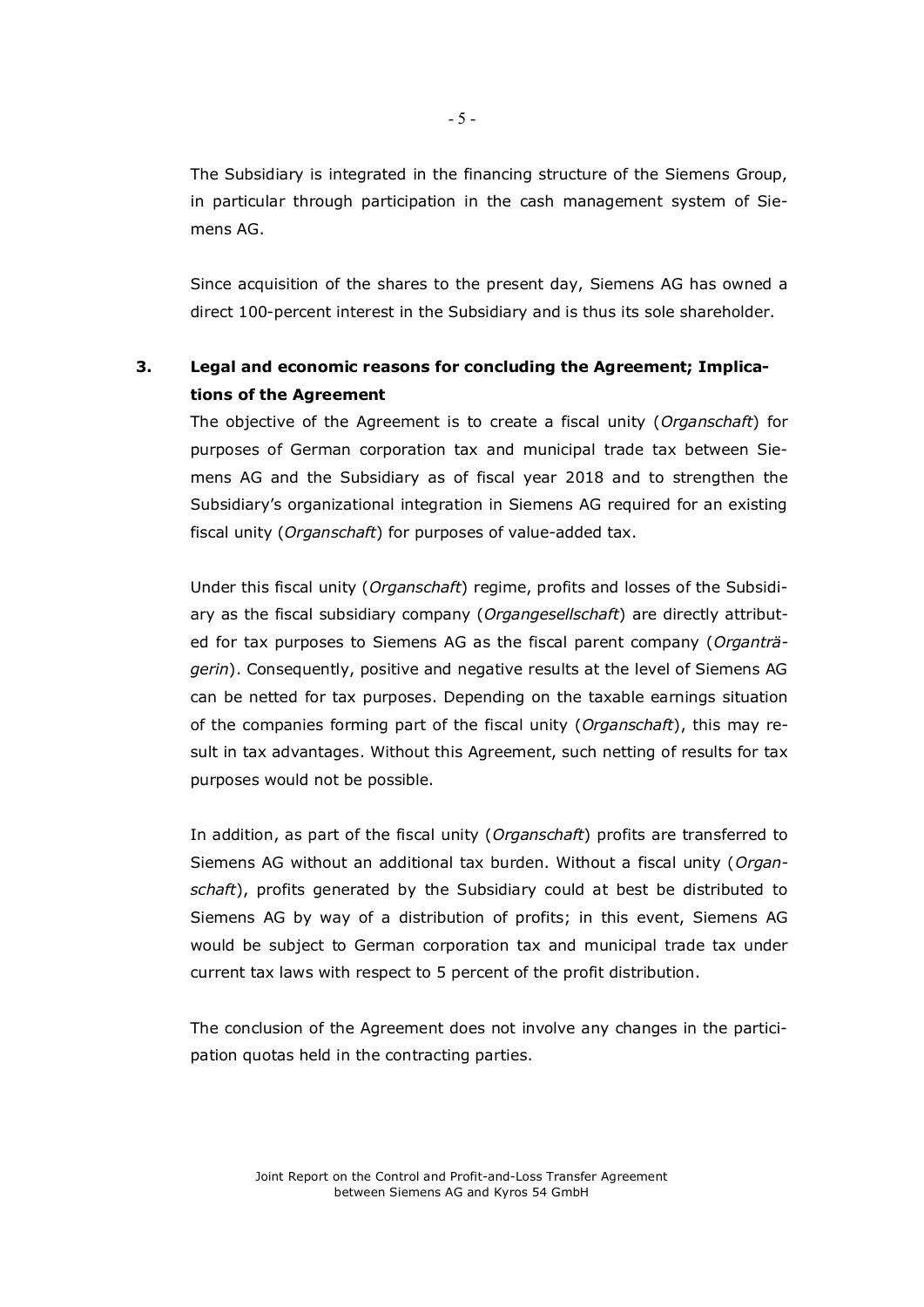The Subsidiary is integrated in the financing structure of the Siemens Group, in particular through participation in the cash management system of Siemens AG.

Since acquisition of the shares to the present day, Siemens AG has owned a direct 100-percent interest in the Subsidiary and is thus its sole shareholder.

## 3. Legal and economic reasons for concluding the Agreement; Implications of the Agreement

The objective of the Agreement is to create a fiscal unity (*Organschaft*) for purposes of German corporation tax and municipal trade tax between Siemens AG and the Subsidiary as of fiscal year 2018 and to strengthen the Subsidiary's organizational integration in Siemens AG required for an existing fiscal unity (*Organschaft*) for purposes of value-added tax.

Under this fiscal unity (*Organschaft*) regime, profits and losses of the Subsidiary as the fiscal subsidiary company (*Organgesellschaft*) are directly attributed for tax purposes to Siemens AG as the fiscal parent company (*Organträgerin*). Consequently, positive and negative results at the level of Siemens AG can be netted for tax purposes. Depending on the taxable earnings situation of the companies forming part of the fiscal unity (*Organschaft*), this may result in tax advantages. Without this Agreement, such netting of results for tax purposes would not be possible.

In addition, as part of the fiscal unity (*Organschaft*) profits are transferred to Siemens AG without an additional tax burden. Without a fiscal unity (*Organschaft*), profits generated by the Subsidiary could at best be distributed to Siemens AG by way of a distribution of profits; in this event, Siemens AG would be subject to German corporation tax and municipal trade tax under current tax laws with respect to 5 percent of the profit distribution.

The conclusion of the Agreement does not involve any changes in the participation quotas held in the contracting parties.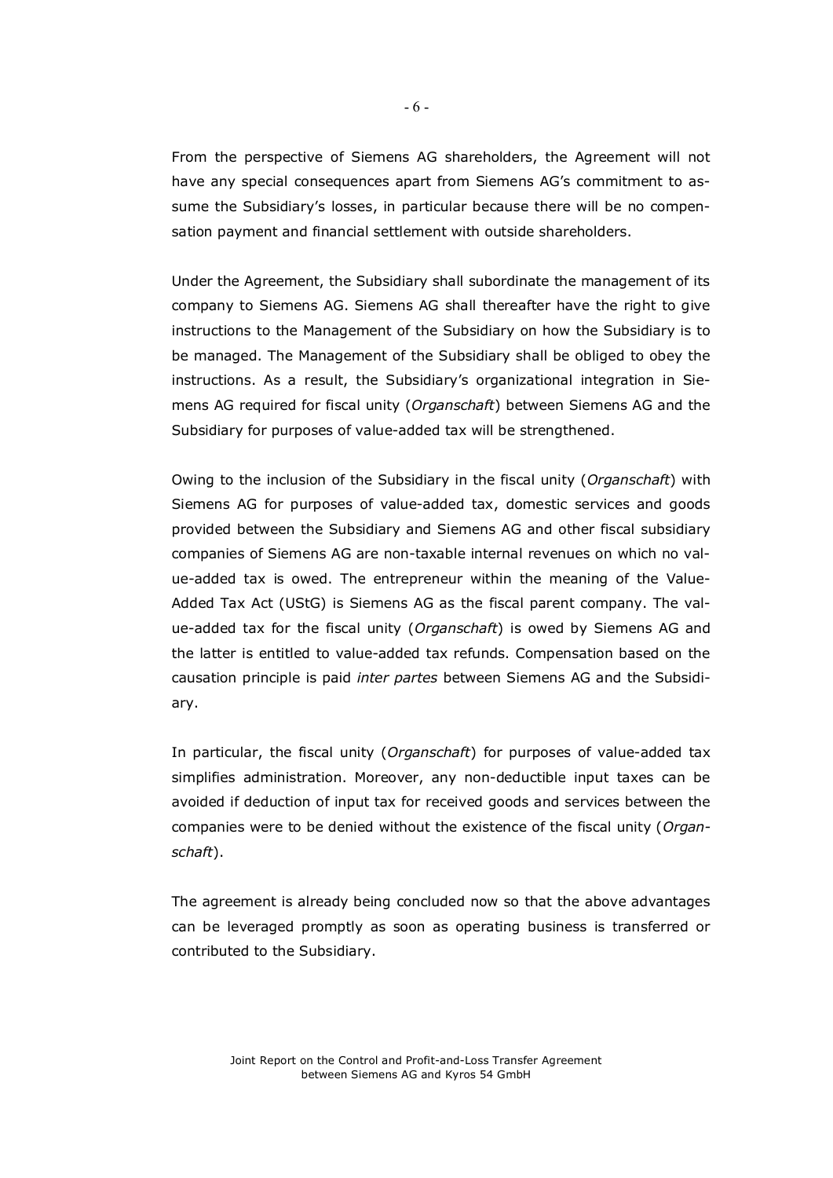From the perspective of Siemens AG shareholders, the Agreement will not have any special consequences apart from Siemens AG's commitment to assume the Subsidiary's losses, in particular because there will be no compensation payment and financial settlement with outside shareholders.

Under the Agreement, the Subsidiary shall subordinate the management of its company to Siemens AG. Siemens AG shall thereafter have the right to give instructions to the Management of the Subsidiary on how the Subsidiary is to be managed. The Management of the Subsidiary shall be obliged to obey the instructions. As a result, the Subsidiary's organizational integration in Siemens AG required for fiscal unity (*Organschaft*) between Siemens AG and the Subsidiary for purposes of value-added tax will be strengthened.

Owing to the inclusion of the Subsidiary in the fiscal unity (*Organschaft*) with Siemens AG for purposes of value-added tax, domestic services and goods provided between the Subsidiary and Siemens AG and other fiscal subsidiary companies of Siemens AG are non-taxable internal revenues on which no value-added tax is owed. The entrepreneur within the meaning of the Value-Added Tax Act (UStG) is Siemens AG as the fiscal parent company. The value-added tax for the fiscal unity (*Organschaft*) is owed by Siemens AG and the latter is entitled to value-added tax refunds. Compensation based on the causation principle is paid *inter partes* between Siemens AG and the Subsidiary.

In particular, the fiscal unity (*Organschaft*) for purposes of value-added tax simplifies administration. Moreover, any non-deductible input taxes can be avoided if deduction of input tax for received goods and services between the companies were to be denied without the existence of the fiscal unity (*Organschaft*).

The agreement is already being concluded now so that the above advantages can be leveraged promptly as soon as operating business is transferred or contributed to the Subsidiary.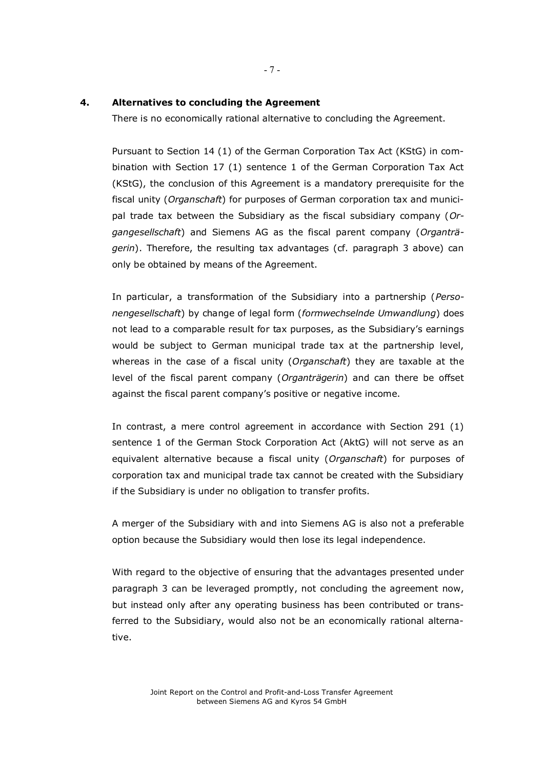## 4. Alternatives to concluding the Agreement

There is no economically rational alternative to concluding the Agreement.

Pursuant to Section 14 (1) of the German Corporation Tax Act (KStG) in combination with Section 17 (1) sentence 1 of the German Corporation Tax Act (KStG), the conclusion of this Agreement is a mandatory prerequisite for the fiscal unity (*Organschaft*) for purposes of German corporation tax and municipal trade tax between the Subsidiary as the fiscal subsidiary company (*Organgesellschaft*) and Siemens AG as the fiscal parent company (*Organträgerin*). Therefore, the resulting tax advantages (cf. paragraph 3 above) can only be obtained by means of the Agreement.

In particular, a transformation of the Subsidiary into a partnership (*Personengesellschaft*) by change of legal form (*formwechselnde Umwandlung*) does not lead to a comparable result for tax purposes, as the Subsidiary's earnings would be subject to German municipal trade tax at the partnership level, whereas in the case of a fiscal unity (*Organschaft*) they are taxable at the level of the fiscal parent company (*Organträgerin*) and can there be offset against the fiscal parent company's positive or negative income.

In contrast, a mere control agreement in accordance with Section 291 (1) sentence 1 of the German Stock Corporation Act (AktG) will not serve as an equivalent alternative because a fiscal unity (*Organschaft*) for purposes of corporation tax and municipal trade tax cannot be created with the Subsidiary if the Subsidiary is under no obligation to transfer profits.

A merger of the Subsidiary with and into Siemens AG is also not a preferable option because the Subsidiary would then lose its legal independence.

With regard to the objective of ensuring that the advantages presented under paragraph 3 can be leveraged promptly, not concluding the agreement now, but instead only after any operating business has been contributed or transferred to the Subsidiary, would also not be an economically rational alternative.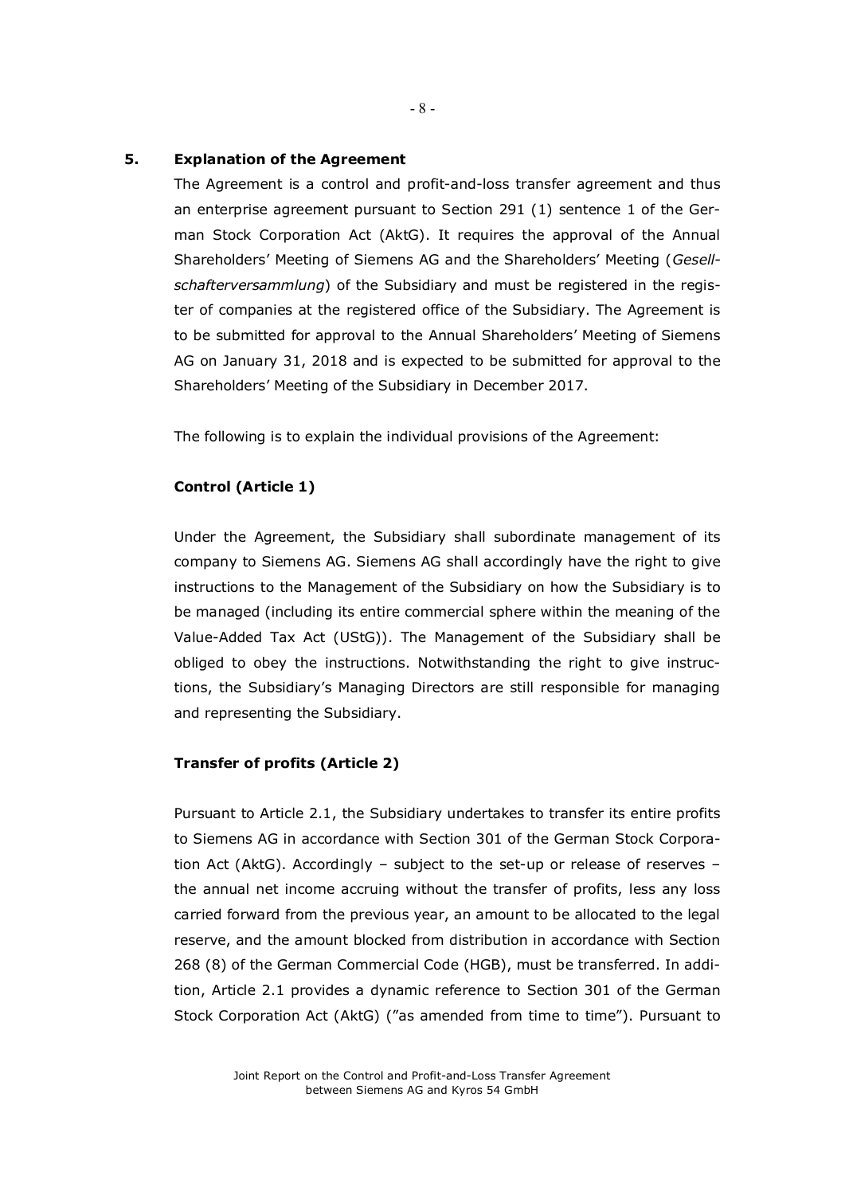## 5. Explanation of the Agreement

The Agreement is a control and profit-and-loss transfer agreement and thus an enterprise agreement pursuant to Section 291 (1) sentence 1 of the German Stock Corporation Act (AktG). It requires the approval of the Annual Shareholders' Meeting of Siemens AG and the Shareholders' Meeting (*Gesellschafterversammlung*) of the Subsidiary and must be registered in the register of companies at the registered office of the Subsidiary. The Agreement is to be submitted for approval to the Annual Shareholders' Meeting of Siemens AG on January 31, 2018 and is expected to be submitted for approval to the Shareholders' Meeting of the Subsidiary in December 2017.

The following is to explain the individual provisions of the Agreement:

**Control (Article 1)**

Under the Agreement, the Subsidiary shall subordinate management of its company to Siemens AG. Siemens AG shall accordingly have the right to give instructions to the Management of the Subsidiary on how the Subsidiary is to be managed (including its entire commercial sphere within the meaning of the Value-Added Tax Act (UStG)). The Management of the Subsidiary shall be obliged to obey the instructions. Notwithstanding the right to give instructions, the Subsidiary's Managing Directors are still responsible for managing and representing the Subsidiary.

**Transfer of profits (Article 2)**

Pursuant to Article 2.1, the Subsidiary undertakes to transfer its entire profits to Siemens AG in accordance with Section 301 of the German Stock Corporation Act (AktG). Accordingly – subject to the set-up or release of reserves – the annual net income accruing without the transfer of profits, less any loss carried forward from the previous year, an amount to be allocated to the legal reserve, and the amount blocked from distribution in accordance with Section 268 (8) of the German Commercial Code (HGB), must be transferred. In addition, Article 2.1 provides a dynamic reference to Section 301 of the German Stock Corporation Act (AktG) ("as amended from time to time"). Pursuant to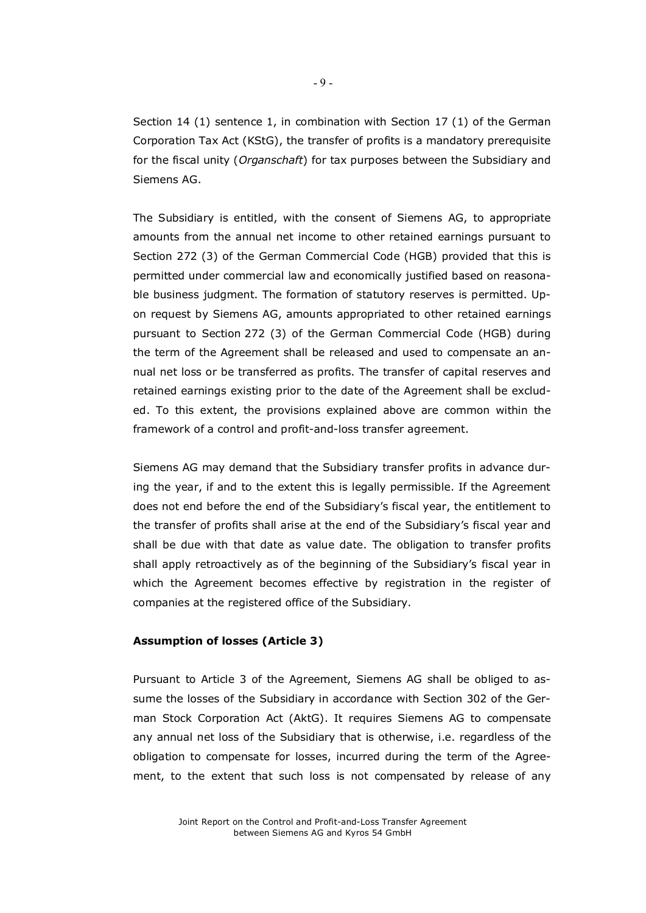Section 14 (1) sentence 1, in combination with Section 17 (1) of the German Corporation Tax Act (KStG), the transfer of profits is a mandatory prerequisite for the fiscal unity (*Organschaft*) for tax purposes between the Subsidiary and Siemens AG.

The Subsidiary is entitled, with the consent of Siemens AG, to appropriate amounts from the annual net income to other retained earnings pursuant to Section 272 (3) of the German Commercial Code (HGB) provided that this is permitted under commercial law and economically justified based on reasonable business judgment. The formation of statutory reserves is permitted. Upon request by Siemens AG, amounts appropriated to other retained earnings pursuant to Section 272 (3) of the German Commercial Code (HGB) during the term of the Agreement shall be released and used to compensate an annual net loss or be transferred as profits. The transfer of capital reserves and retained earnings existing prior to the date of the Agreement shall be excluded. To this extent, the provisions explained above are common within the framework of a control and profit-and-loss transfer agreement.

Siemens AG may demand that the Subsidiary transfer profits in advance during the year, if and to the extent this is legally permissible. If the Agreement does not end before the end of the Subsidiary's fiscal year, the entitlement to the transfer of profits shall arise at the end of the Subsidiary's fiscal year and shall be due with that date as value date. The obligation to transfer profits shall apply retroactively as of the beginning of the Subsidiary's fiscal year in which the Agreement becomes effective by registration in the register of companies at the registered office of the Subsidiary.

**Assumption of losses (Article 3)**

Pursuant to Article 3 of the Agreement, Siemens AG shall be obliged to assume the losses of the Subsidiary in accordance with Section 302 of the German Stock Corporation Act (AktG). It requires Siemens AG to compensate any annual net loss of the Subsidiary that is otherwise, i.e. regardless of the obligation to compensate for losses, incurred during the term of the Agreement, to the extent that such loss is not compensated by release of any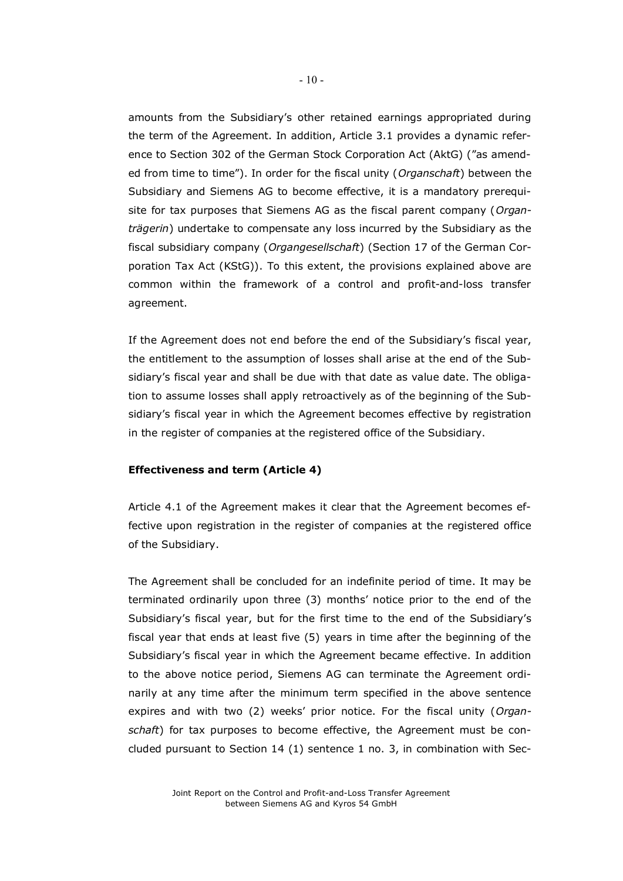amounts from the Subsidiary's other retained earnings appropriated during the term of the Agreement. In addition, Article 3.1 provides a dynamic reference to Section 302 of the German Stock Corporation Act (AktG) ("as amended from time to time"). In order for the fiscal unity (*Organschaft*) between the Subsidiary and Siemens AG to become effective, it is a mandatory prerequisite for tax purposes that Siemens AG as the fiscal parent company (*Organträgerin*) undertake to compensate any loss incurred by the Subsidiary as the fiscal subsidiary company (*Organgesellschaft*) (Section 17 of the German Corporation Tax Act (KStG)). To this extent, the provisions explained above are common within the framework of a control and profit-and-loss transfer agreement.

If the Agreement does not end before the end of the Subsidiary's fiscal year, the entitlement to the assumption of losses shall arise at the end of the Subsidiary's fiscal year and shall be due with that date as value date. The obligation to assume losses shall apply retroactively as of the beginning of the Subsidiary's fiscal year in which the Agreement becomes effective by registration in the register of companies at the registered office of the Subsidiary.

**Effectiveness and term (Article 4)**

Article 4.1 of the Agreement makes it clear that the Agreement becomes effective upon registration in the register of companies at the registered office of the Subsidiary.

The Agreement shall be concluded for an indefinite period of time. It may be terminated ordinarily upon three (3) months' notice prior to the end of the Subsidiary's fiscal year, but for the first time to the end of the Subsidiary's fiscal year that ends at least five (5) years in time after the beginning of the Subsidiary's fiscal year in which the Agreement became effective. In addition to the above notice period, Siemens AG can terminate the Agreement ordinarily at any time after the minimum term specified in the above sentence expires and with two (2) weeks' prior notice. For the fiscal unity (*Organschaft*) for tax purposes to become effective, the Agreement must be concluded pursuant to Section 14 (1) sentence 1 no. 3, in combination with Sec-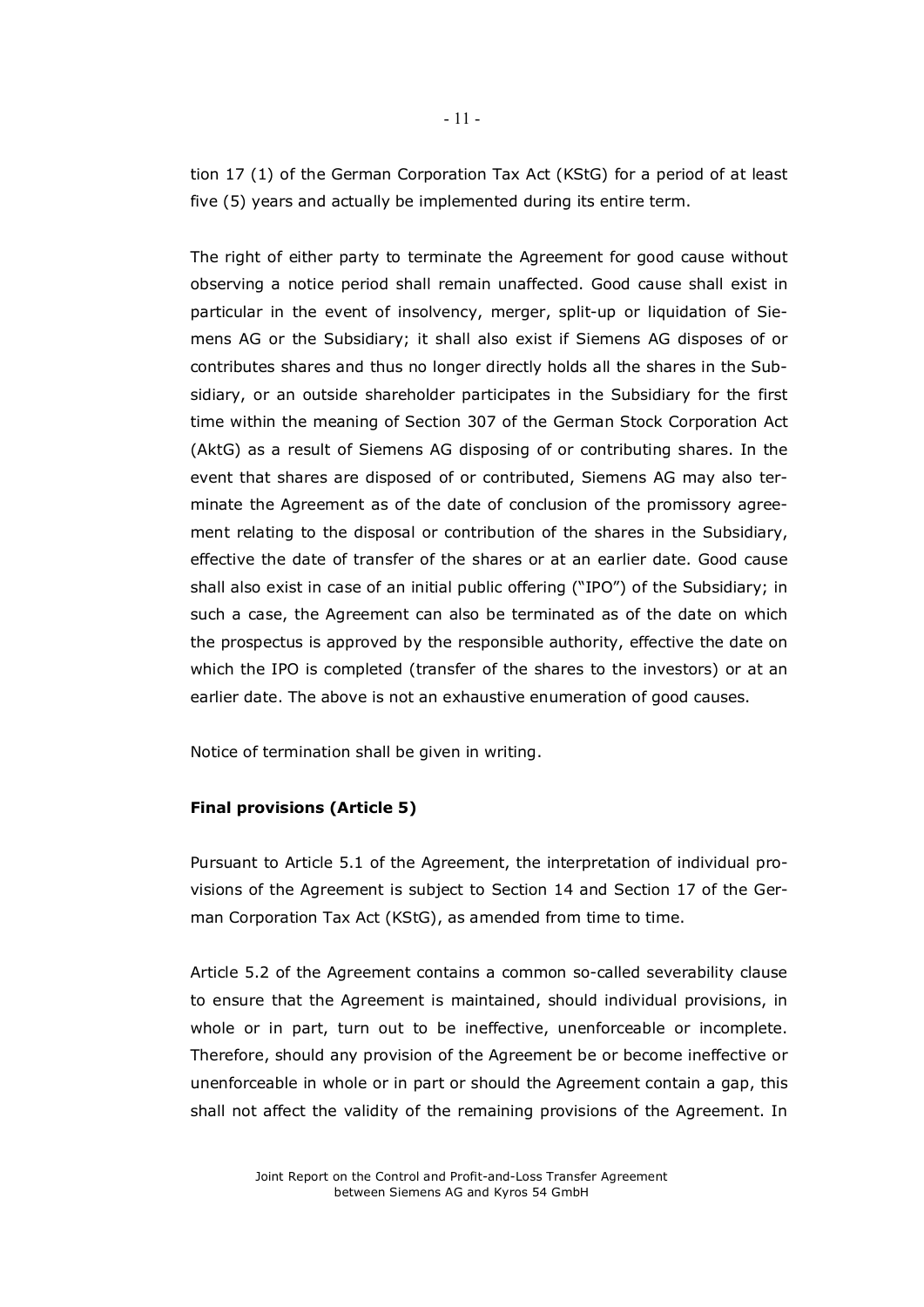tion 17 (1) of the German Corporation Tax Act (KStG) for a period of at least five (5) years and actually be implemented during its entire term.

The right of either party to terminate the Agreement for good cause without observing a notice period shall remain unaffected. Good cause shall exist in particular in the event of insolvency, merger, split-up or liquidation of Siemens AG or the Subsidiary; it shall also exist if Siemens AG disposes of or contributes shares and thus no longer directly holds all the shares in the Subsidiary, or an outside shareholder participates in the Subsidiary for the first time within the meaning of Section 307 of the German Stock Corporation Act (AktG) as a result of Siemens AG disposing of or contributing shares. In the event that shares are disposed of or contributed, Siemens AG may also terminate the Agreement as of the date of conclusion of the promissory agreement relating to the disposal or contribution of the shares in the Subsidiary, effective the date of transfer of the shares or at an earlier date. Good cause shall also exist in case of an initial public offering ("IPO") of the Subsidiary; in such a case, the Agreement can also be terminated as of the date on which the prospectus is approved by the responsible authority, effective the date on which the IPO is completed (transfer of the shares to the investors) or at an earlier date. The above is not an exhaustive enumeration of good causes.

Notice of termination shall be given in writing.

**Final provisions (Article 5)**

Pursuant to Article 5.1 of the Agreement, the interpretation of individual provisions of the Agreement is subject to Section 14 and Section 17 of the German Corporation Tax Act (KStG), as amended from time to time.

Article 5.2 of the Agreement contains a common so-called severability clause to ensure that the Agreement is maintained, should individual provisions, in whole or in part, turn out to be ineffective, unenforceable or incomplete. Therefore, should any provision of the Agreement be or become ineffective or unenforceable in whole or in part or should the Agreement contain a gap, this shall not affect the validity of the remaining provisions of the Agreement. In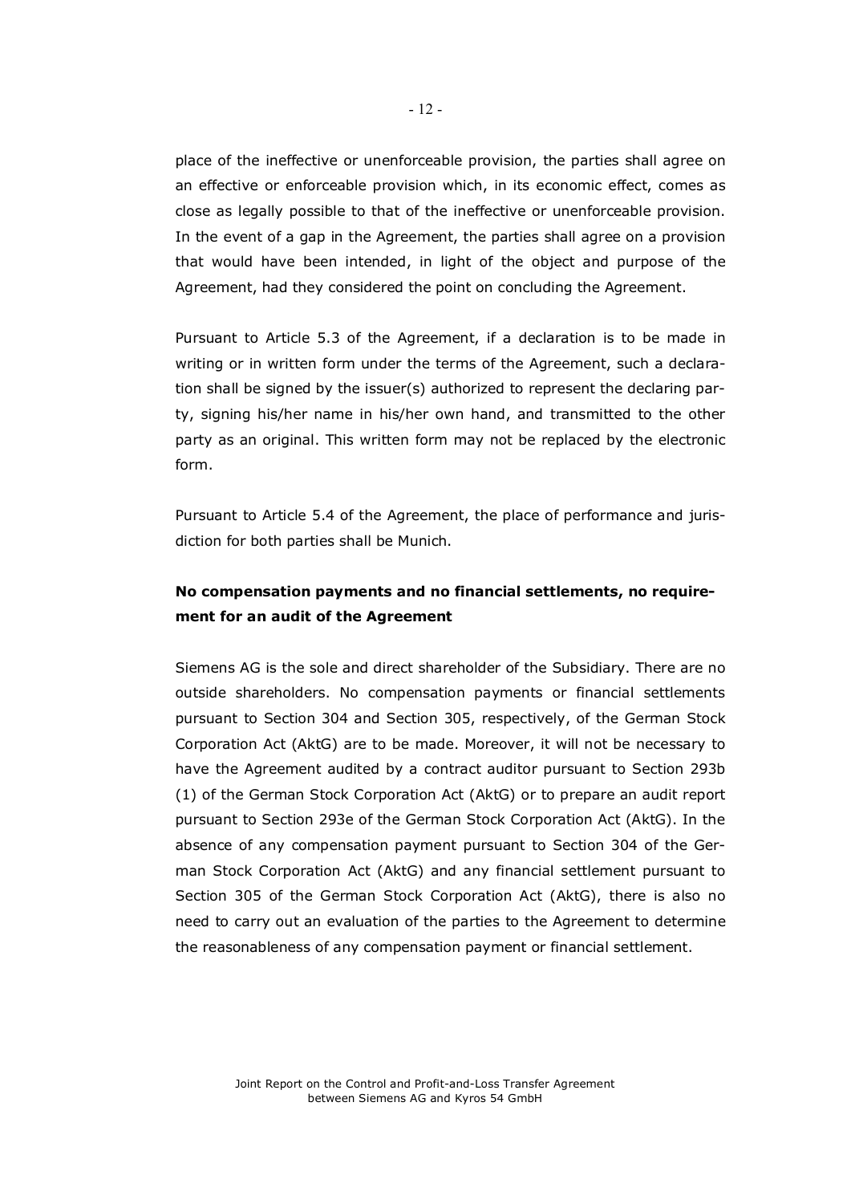place of the ineffective or unenforceable provision, the parties shall agree on an effective or enforceable provision which, in its economic effect, comes as close as legally possible to that of the ineffective or unenforceable provision. In the event of a gap in the Agreement, the parties shall agree on a provision that would have been intended, in light of the object and purpose of the Agreement, had they considered the point on concluding the Agreement.

Pursuant to Article 5.3 of the Agreement, if a declaration is to be made in writing or in written form under the terms of the Agreement, such a declaration shall be signed by the issuer(s) authorized to represent the declaring party, signing his/her name in his/her own hand, and transmitted to the other party as an original. This written form may not be replaced by the electronic form.

Pursuant to Article 5.4 of the Agreement, the place of performance and jurisdiction for both parties shall be Munich.

**No compensation payments and no financial settlements, no requirement for an audit of the Agreement**

Siemens AG is the sole and direct shareholder of the Subsidiary. There are no outside shareholders. No compensation payments or financial settlements pursuant to Section 304 and Section 305, respectively, of the German Stock Corporation Act (AktG) are to be made. Moreover, it will not be necessary to have the Agreement audited by a contract auditor pursuant to Section 293b (1) of the German Stock Corporation Act (AktG) or to prepare an audit report pursuant to Section 293e of the German Stock Corporation Act (AktG). In the absence of any compensation payment pursuant to Section 304 of the German Stock Corporation Act (AktG) and any financial settlement pursuant to Section 305 of the German Stock Corporation Act (AktG), there is also no need to carry out an evaluation of the parties to the Agreement to determine the reasonableness of any compensation payment or financial settlement.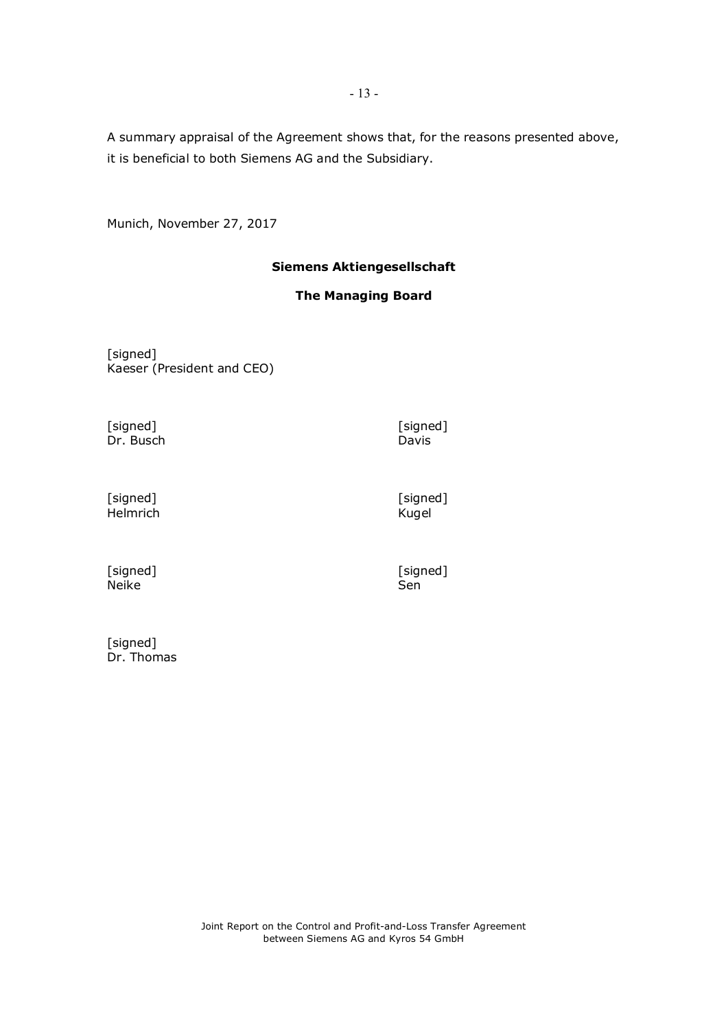A summary appraisal of the Agreement shows that, for the reasons presented above, it is beneficial to both Siemens AG and the Subsidiary.

Munich, November 27, 2017

**Siemens Aktiengesellschaft**

**The Managing Board**

[signed]
Kaeser (President and CEO)

[signed]
Dr. Busch

[signed]
Davis

[signed]
Helmrich

[signed]
Kugel

[signed]
Neike

[signed]
Sen

[signed]
Dr. Thomas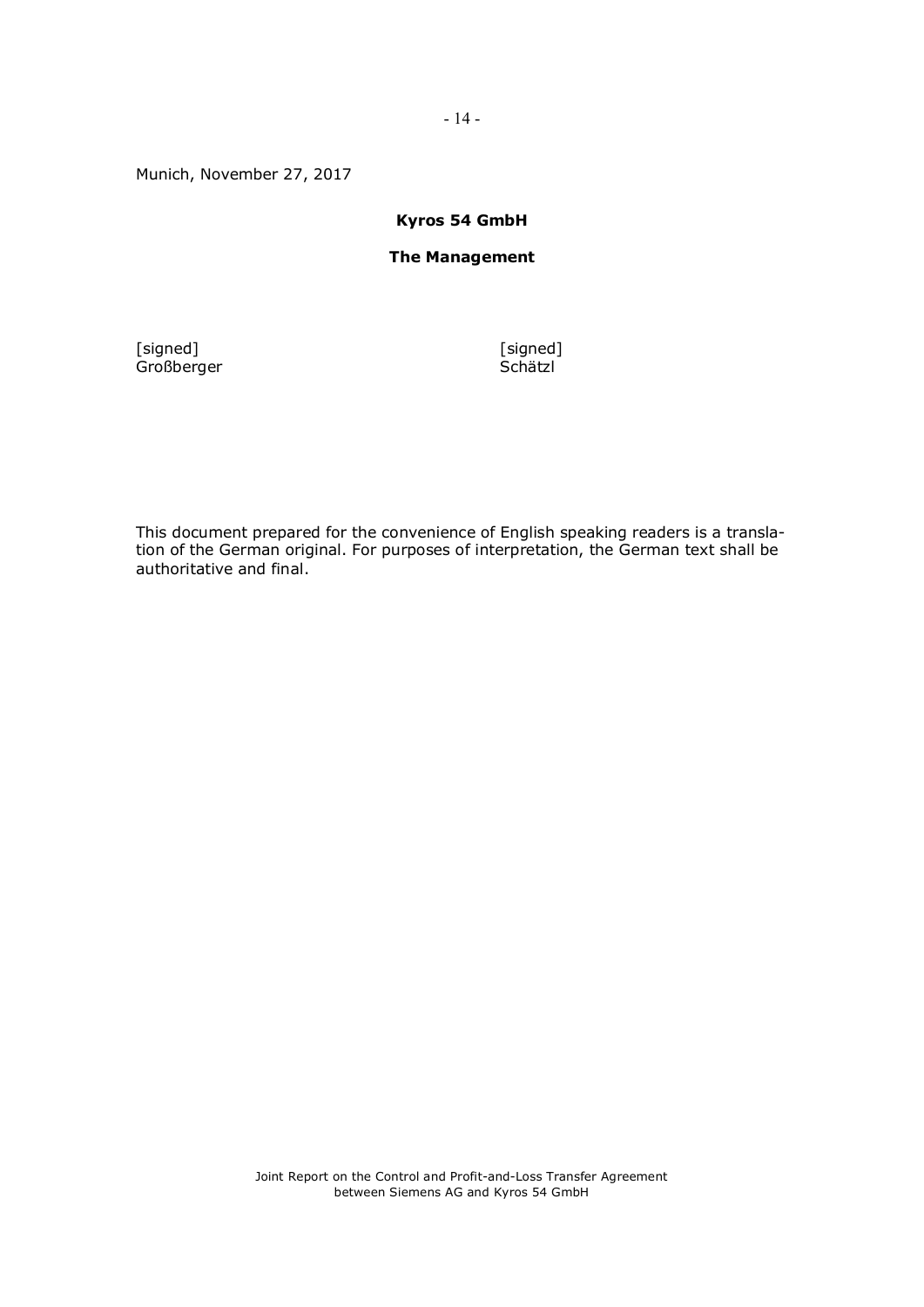Munich, November 27, 2017

**Kyros 54 GmbH**

**The Management**

| | |
|---|---|
| [signed] | [signed] |
| Großberger | Schätzl |

This document prepared for the convenience of English speaking readers is a translation of the German original. For purposes of interpretation, the German text shall be authoritative and final.